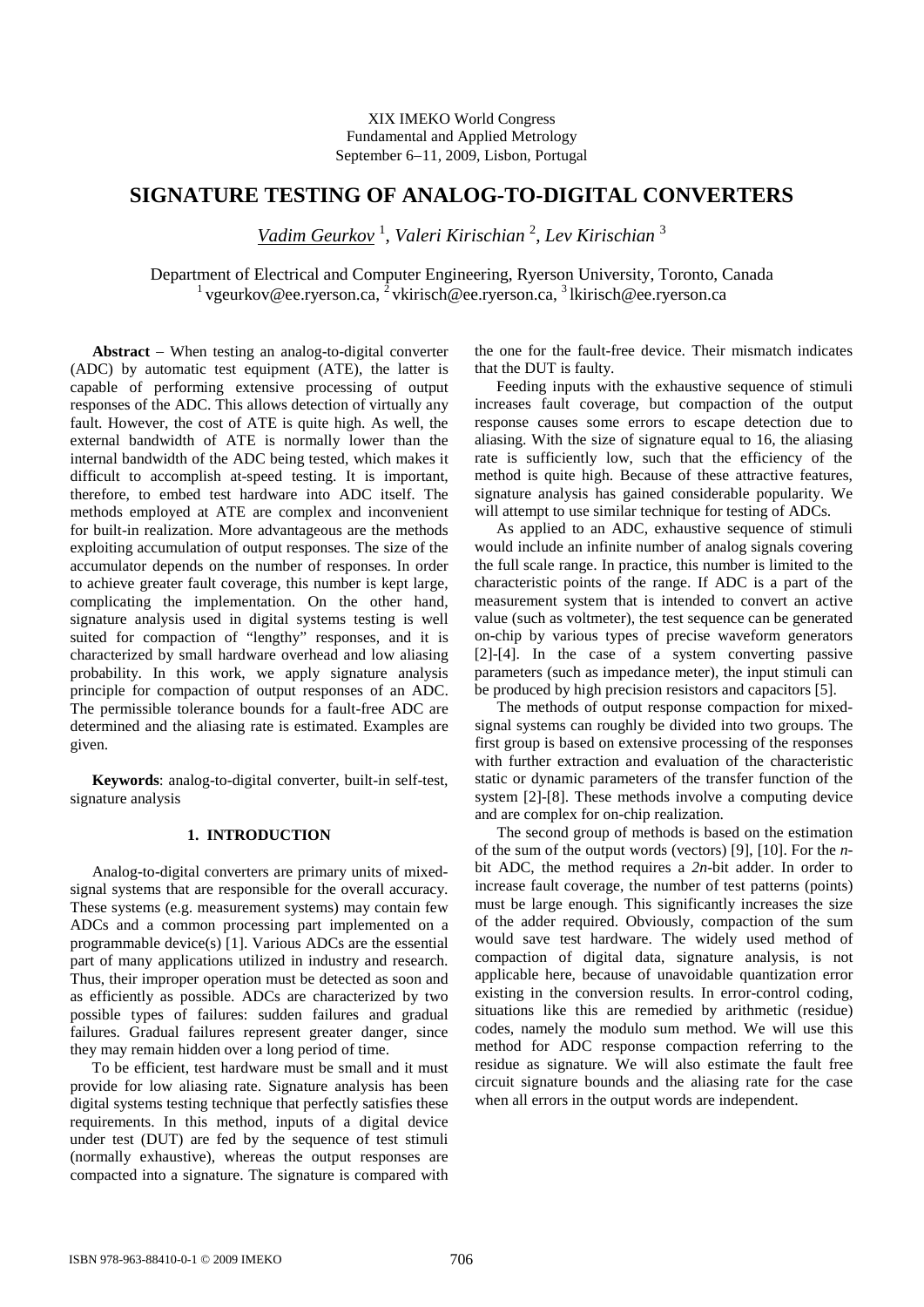XIX IMEKO World Congress
Fundamental and Applied Metrology
September 6–11, 2009, Lisbon, Portugal

# SIGNATURE TESTING OF ANALOG-TO-DIGITAL CONVERTERS

*Vadim Geurkov* [1], *Valeri Kirischian* [2], *Lev Kirischian* [3]

Department of Electrical and Computer Engineering, Ryerson University, Toronto, Canada
[1] vgeurkov@ee.ryerson.ca, [2] vkirisch@ee.ryerson.ca, [3] lkirisch@ee.ryerson.ca

**Abstract** – When testing an analog-to-digital converter (ADC) by automatic test equipment (ATE), the latter is capable of performing extensive processing of output responses of the ADC. This allows detection of virtually any fault. However, the cost of ATE is quite high. As well, the external bandwidth of ATE is normally lower than the internal bandwidth of the ADC being tested, which makes it difficult to accomplish at-speed testing. It is important, therefore, to embed test hardware into ADC itself. The methods employed at ATE are complex and inconvenient for built-in realization. More advantageous are the methods exploiting accumulation of output responses. The size of the accumulator depends on the number of responses. In order to achieve greater fault coverage, this number is kept large, complicating the implementation. On the other hand, signature analysis used in digital systems testing is well suited for compaction of "lengthy" responses, and it is characterized by small hardware overhead and low aliasing probability. In this work, we apply signature analysis principle for compaction of output responses of an ADC. The permissible tolerance bounds for a fault-free ADC are determined and the aliasing rate is estimated. Examples are given.

**Keywords**: analog-to-digital converter, built-in self-test, signature analysis

## 1. INTRODUCTION

Analog-to-digital converters are primary units of mixed-signal systems that are responsible for the overall accuracy. These systems (e.g. measurement systems) may contain few ADCs and a common processing part implemented on a programmable device(s) [1]. Various ADCs are the essential part of many applications utilized in industry and research. Thus, their improper operation must be detected as soon and as efficiently as possible. ADCs are characterized by two possible types of failures: sudden failures and gradual failures. Gradual failures represent greater danger, since they may remain hidden over a long period of time.

To be efficient, test hardware must be small and it must provide for low aliasing rate. Signature analysis has been digital systems testing technique that perfectly satisfies these requirements. In this method, inputs of a digital device under test (DUT) are fed by the sequence of test stimuli (normally exhaustive), whereas the output responses are compacted into a signature. The signature is compared with the one for the fault-free device. Their mismatch indicates that the DUT is faulty.

Feeding inputs with the exhaustive sequence of stimuli increases fault coverage, but compaction of the output response causes some errors to escape detection due to aliasing. With the size of signature equal to 16, the aliasing rate is sufficiently low, such that the efficiency of the method is quite high. Because of these attractive features, signature analysis has gained considerable popularity. We will attempt to use similar technique for testing of ADCs.

As applied to an ADC, exhaustive sequence of stimuli would include an infinite number of analog signals covering the full scale range. In practice, this number is limited to the characteristic points of the range. If ADC is a part of the measurement system that is intended to convert an active value (such as voltmeter), the test sequence can be generated on-chip by various types of precise waveform generators [2]-[4]. In the case of a system converting passive parameters (such as impedance meter), the input stimuli can be produced by high precision resistors and capacitors [5].

The methods of output response compaction for mixed-signal systems can roughly be divided into two groups. The first group is based on extensive processing of the responses with further extraction and evaluation of the characteristic static or dynamic parameters of the transfer function of the system [2]-[8]. These methods involve a computing device and are complex for on-chip realization.

The second group of methods is based on the estimation of the sum of the output words (vectors) [9], [10]. For the $n$-bit ADC, the method requires a $2n$-bit adder. In order to increase fault coverage, the number of test patterns (points) must be large enough. This significantly increases the size of the adder required. Obviously, compaction of the sum would save test hardware. The widely used method of compaction of digital data, signature analysis, is not applicable here, because of unavoidable quantization error existing in the conversion results. In error-control coding, situations like this are remedied by arithmetic (residue) codes, namely the modulo sum method. We will use this method for ADC response compaction referring to the residue as signature. We will also estimate the fault free circuit signature bounds and the aliasing rate for the case when all errors in the output words are independent.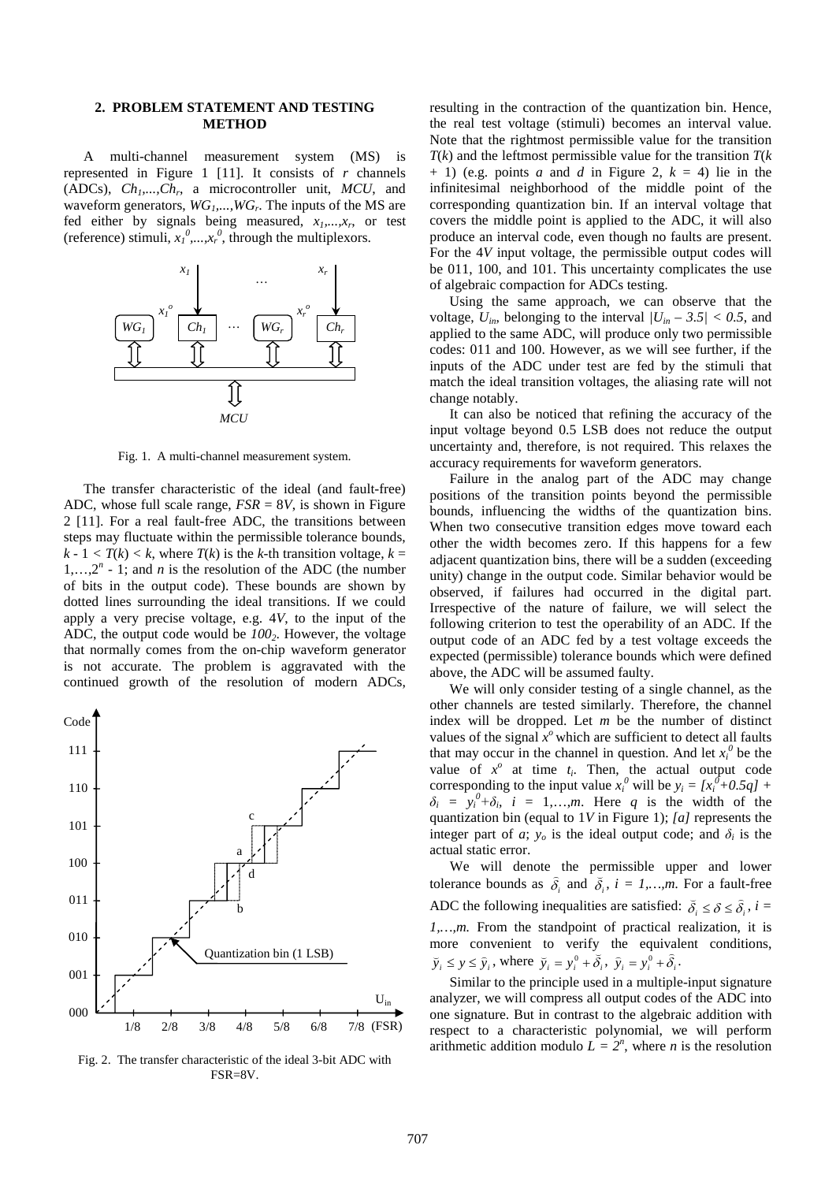## 2. PROBLEM STATEMENT AND TESTING METHOD

A multi-channel measurement system (MS) is represented in Figure 1 [11]. It consists of $r$ channels (ADCs), $Ch_1,...,Ch_r$, a microcontroller unit, *MCU*, and waveform generators, $WG_1,...,WG_r$. The inputs of the MS are fed either by signals being measured, $x_1,...,x_r$, or test (reference) stimuli, $x_1^0,...,x_r^0$, through the multiplexors.

Fig. 1. A multi-channel measurement system.

The transfer characteristic of the ideal (and fault-free) ADC, whose full scale range, $FSR = 8V$, is shown in Figure 2 [11]. For a real fault-free ADC, the transitions between steps may fluctuate within the permissible tolerance bounds, $k - 1 < T(k) < k$, where $T(k)$ is the $k$-th transition voltage, $k = 1,\ldots,2^n - 1$; and $n$ is the resolution of the ADC (the number of bits in the output code). These bounds are shown by dotted lines surrounding the ideal transitions. If we could apply a very precise voltage, e.g. $4V$, to the input of the ADC, the output code would be $100_2$. However, the voltage that normally comes from the on-chip waveform generator is not accurate. The problem is aggravated with the continued growth of the resolution of modern ADCs, resulting in the contraction of the quantization bin. Hence, the real test voltage (stimuli) becomes an interval value. Note that the rightmost permissible value for the transition $T(k)$ and the leftmost permissible value for the transition $T(k + 1)$ (e.g. points $a$ and $d$ in Figure 2, $k = 4$) lie in the infinitesimal neighborhood of the middle point of the corresponding quantization bin. If an interval voltage that covers the middle point is applied to the ADC, it will also produce an interval code, even though no faults are present. For the $4V$ input voltage, the permissible output codes will be 011, 100, and 101. This uncertainty complicates the use of algebraic compaction for ADCs testing.

Fig. 2. The transfer characteristic of the ideal 3-bit ADC with FSR=8V.

Using the same approach, we can observe that the voltage, $U_{in}$, belonging to the interval $|U_{in} - 3.5| < 0.5$, and applied to the same ADC, will produce only two permissible codes: 011 and 100. However, as we will see further, if the inputs of the ADC under test are fed by the stimuli that match the ideal transition voltages, the aliasing rate will not change notably.

It can also be noticed that refining the accuracy of the input voltage beyond 0.5 LSB does not reduce the output uncertainty and, therefore, is not required. This relaxes the accuracy requirements for waveform generators.

Failure in the analog part of the ADC may change positions of the transition points beyond the permissible bounds, influencing the widths of the quantization bins. When two consecutive transition edges move toward each other the width becomes zero. If this happens for a few adjacent quantization bins, there will be a sudden (exceeding unity) change in the output code. Similar behavior would be observed, if failures had occurred in the digital part. Irrespective of the nature of failure, we will select the following criterion to test the operability of an ADC. If the output code of an ADC fed by a test voltage exceeds the expected (permissible) tolerance bounds which were defined above, the ADC will be assumed faulty.

We will only consider testing of a single channel, as the other channels are tested similarly. Therefore, the channel index will be dropped. Let $m$ be the number of distinct values of the signal $x^o$ which are sufficient to detect all faults that may occur in the channel in question. And let $x_i^0$ be the value of $x^o$ at time $t_i$. Then, the actual output code corresponding to the input value $x_i^0$ will be $y_i = [x_i^0+0.5q] + \delta_i = y_i^0+\delta_i$, $i = 1,\ldots,m$. Here $q$ is the width of the quantization bin (equal to $1V$ in Figure 1); $[a]$ represents the integer part of $a$; $y_o$ is the ideal output code; and $\delta_i$ is the actual static error.

We will denote the permissible upper and lower tolerance bounds as $\hat{\delta}_i$ and $\breve{\delta}_i$, $i = 1,\ldots,m$. For a fault-free ADC the following inequalities are satisfied: $\breve{\delta}_i \le \delta \le \hat{\delta}_i$, $i = 1,\ldots,m$. From the standpoint of practical realization, it is more convenient to verify the equivalent conditions, $\breve{y}_i \le y \le \hat{y}_i$, where $\breve{y}_i = y_i^0 + \breve{\delta}_i$, $\hat{y}_i = y_i^0 + \hat{\delta}_i$.

Similar to the principle used in a multiple-input signature analyzer, we will compress all output codes of the ADC into one signature. But in contrast to the algebraic addition with respect to a characteristic polynomial, we will perform arithmetic addition modulo $L = 2^n$, where $n$ is the resolution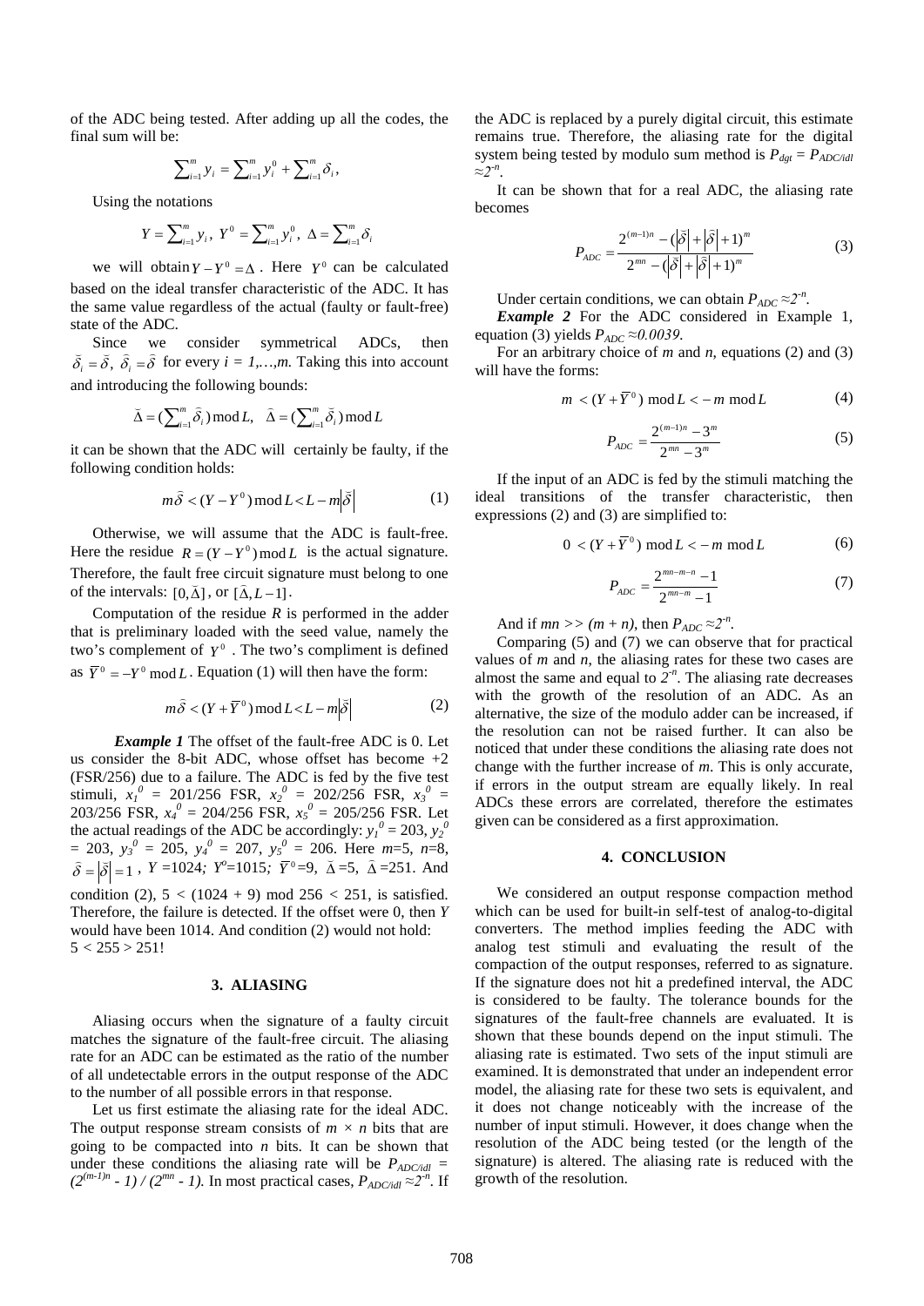of the ADC being tested. After adding up all the codes, the final sum will be:

$$\sum_{i=1}^{m} y_i = \sum_{i=1}^{m} y_i^0 + \sum_{i=1}^{m} \delta_i,$$

Using the notations

$$Y = \sum_{i=1}^{m} y_i,\ Y^0 = \sum_{i=1}^{m} y_i^0,\ \Delta = \sum_{i=1}^{m} \delta_i$$

we will obtain $Y - Y^0 = \Delta$. Here $Y^0$ can be calculated based on the ideal transfer characteristic of the ADC. It has the same value regardless of the actual (faulty or fault-free) state of the ADC.

Since we consider symmetrical ADCs, then $\bar{\delta}_i = \bar{\delta},\ \check{\delta}_i = \check{\delta}$ for every $i = 1,\ldots,m$. Taking this into account and introducing the following bounds:

$$\bar{\Delta} = (\sum_{i=1}^{m} \bar{\delta}_i) \bmod L,\quad \check{\Delta} = (\sum_{i=1}^{m} \check{\delta}_i) \bmod L$$

it can be shown that the ADC will certainly be faulty, if the following condition holds:

$$m\bar{\delta} < (Y - Y^0) \bmod L < L - m|\check{\delta}| \tag{1}$$

Otherwise, we will assume that the ADC is fault-free. Here the residue $R = (Y - Y^0) \bmod L$ is the actual signature. Therefore, the fault free circuit signature must belong to one of the intervals: $[0, \bar{\Delta}]$, or $[\check{\Delta}, L-1]$.

Computation of the residue $R$ is performed in the adder that is preliminary loaded with the seed value, namely the two's complement of $Y^0$. The two's compliment is defined as $\overline{Y}^0 = -Y^0 \bmod L$. Equation (1) will then have the form:

$$m\bar{\delta} < (Y + \overline{Y}^0) \bmod L < L - m|\check{\delta}| \tag{2}$$

***Example 1*** The offset of the fault-free ADC is 0. Let us consider the 8-bit ADC, whose offset has become +2 (FSR/256) due to a failure. The ADC is fed by the five test stimuli, $x_1^0$ = 201/256 FSR, $x_2^0$ = 202/256 FSR, $x_3^0$ = 203/256 FSR, $x_4^0$ = 204/256 FSR, $x_5^0$ = 205/256 FSR. Let the actual readings of the ADC be accordingly: $y_1^0 = 203$, $y_2^0 = 203$, $y_3^0 = 205$, $y_4^0 = 207$, $y_5^0 = 206$. Here $m$=5, $n$=8, $\bar{\delta} = |\check{\delta}| = 1$, $Y$=1024; $Y^o$=1015; $\overline{Y}^0$=9, $\bar{\Delta}$=5, $\check{\Delta}$=251. And condition (2), $5 < (1024 + 9) \bmod 256 < 251$, is satisfied. Therefore, the failure is detected. If the offset were 0, then $Y$ would have been 1014. And condition (2) would not hold: $5 < 255 > 251$!

## 3. ALIASING

Aliasing occurs when the signature of a faulty circuit matches the signature of the fault-free circuit. The aliasing rate for an ADC can be estimated as the ratio of the number of all undetectable errors in the output response of the ADC to the number of all possible errors in that response.

Let us first estimate the aliasing rate for the ideal ADC. The output response stream consists of $m \times n$ bits that are going to be compacted into $n$ bits. It can be shown that under these conditions the aliasing rate will be $P_{ADC/idl} = (2^{(m-1)n} - 1) / (2^{mn} - 1)$. In most practical cases, $P_{ADC/idl} \approx 2^{-n}$. If the ADC is replaced by a purely digital circuit, this estimate remains true. Therefore, the aliasing rate for the digital system being tested by modulo sum method is $P_{dgt} = P_{ADC/idl} \approx 2^{-n}$.

It can be shown that for a real ADC, the aliasing rate becomes

$$P_{ADC} = \frac{2^{(m-1)n} - (|\bar{\delta}| + |\check{\delta}| + 1)^m}{2^{mn} - (|\bar{\delta}| + |\check{\delta}| + 1)^m} \tag{3}$$

Under certain conditions, we can obtain $P_{ADC} \approx 2^{-n}$.

***Example 2*** For the ADC considered in Example 1, equation (3) yields $P_{ADC} \approx 0.0039$.

For an arbitrary choice of $m$ and $n$, equations (2) and (3) will have the forms:

$$m < (Y + \overline{Y}^0) \bmod L < -m \bmod L \tag{4}$$

$$P_{ADC} = \frac{2^{(m-1)n} - 3^m}{2^{mn} - 3^m} \tag{5}$$

If the input of an ADC is fed by the stimuli matching the ideal transitions of the transfer characteristic, then expressions (2) and (3) are simplified to:

$$0 < (Y + \overline{Y}^0) \bmod L < -m \bmod L \tag{6}$$

$$P_{ADC} = \frac{2^{mn-m-n} - 1}{2^{mn-m} - 1} \tag{7}$$

And if $mn >> (m + n)$, then $P_{ADC} \approx 2^{-n}$.

Comparing (5) and (7) we can observe that for practical values of $m$ and $n$, the aliasing rates for these two cases are almost the same and equal to $2^{-n}$. The aliasing rate decreases with the growth of the resolution of an ADC. As an alternative, the size of the modulo adder can be increased, if the resolution can not be raised further. It can also be noticed that under these conditions the aliasing rate does not change with the further increase of $m$. This is only accurate, if errors in the output stream are equally likely. In real ADCs these errors are correlated, therefore the estimates given can be considered as a first approximation.

## 4. CONCLUSION

We considered an output response compaction method which can be used for built-in self-test of analog-to-digital converters. The method implies feeding the ADC with analog test stimuli and evaluating the result of the compaction of the output responses, referred to as signature. If the signature does not hit a predefined interval, the ADC is considered to be faulty. The tolerance bounds for the signatures of the fault-free channels are evaluated. It is shown that these bounds depend on the input stimuli. The aliasing rate is estimated. Two sets of the input stimuli are examined. It is demonstrated that under an independent error model, the aliasing rate for these two sets is equivalent, and it does not change noticeably with the increase of the number of input stimuli. However, it does change when the resolution of the ADC being tested (or the length of the signature) is altered. The aliasing rate is reduced with the growth of the resolution.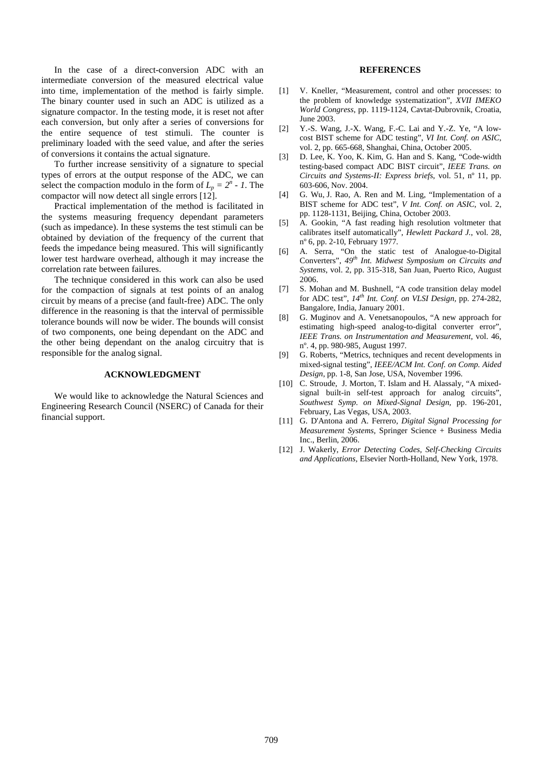In the case of a direct-conversion ADC with an intermediate conversion of the measured electrical value into time, implementation of the method is fairly simple. The binary counter used in such an ADC is utilized as a signature compactor. In the testing mode, it is reset not after each conversion, but only after a series of conversions for the entire sequence of test stimuli. The counter is preliminary loaded with the seed value, and after the series of conversions it contains the actual signature.

To further increase sensitivity of a signature to special types of errors at the output response of the ADC, we can select the compaction modulo in the form of $L_p = 2^n - 1$. The compactor will now detect all single errors [12].

Practical implementation of the method is facilitated in the systems measuring frequency dependant parameters (such as impedance). In these systems the test stimuli can be obtained by deviation of the frequency of the current that feeds the impedance being measured. This will significantly lower test hardware overhead, although it may increase the correlation rate between failures.

The technique considered in this work can also be used for the compaction of signals at test points of an analog circuit by means of a precise (and fault-free) ADC. The only difference in the reasoning is that the interval of permissible tolerance bounds will now be wider. The bounds will consist of two components, one being dependant on the ADC and the other being dependant on the analog circuitry that is responsible for the analog signal.

## ACKNOWLEDGMENT

We would like to acknowledge the Natural Sciences and Engineering Research Council (NSERC) of Canada for their financial support.

## REFERENCES

[1] V. Kneller, "Measurement, control and other processes: to the problem of knowledge systematization", *XVII IMEKO World Congress*, pp. 1119-1124, Cavtat-Dubrovnik, Croatia, June 2003.

[2] Y.-S. Wang, J.-X. Wang, F.-C. Lai and Y.-Z. Ye, "A low-cost BIST scheme for ADC testing", *VI Int. Conf. on ASIC*, vol. 2, pp. 665-668, Shanghai, China, October 2005.

[3] D. Lee, K. Yoo, K. Kim, G. Han and S. Kang, "Code-width testing-based compact ADC BIST circuit", *IEEE Trans. on Circuits and Systems-II: Express briefs*, vol. 51, nº 11, pp. 603-606, Nov. 2004.

[4] G. Wu, J. Rao, A. Ren and M. Ling, "Implementation of a BIST scheme for ADC test", *V Int. Conf. on ASIC*, vol. 2, pp. 1128-1131, Beijing, China, October 2003.

[5] A. Gookin, "A fast reading high resolution voltmeter that calibrates itself automatically", *Hewlett Packard J.*, vol. 28, nº 6, pp. 2-10, February 1977.

[6] A. Serra, "On the static test of Analogue-to-Digital Converters", *49th Int. Midwest Symposium on Circuits and Systems*, vol. 2, pp. 315-318, San Juan, Puerto Rico, August 2006.

[7] S. Mohan and M. Bushnell, "A code transition delay model for ADC test", *14th Int. Conf. on VLSI Design*, pp. 274-282, Bangalore, India, January 2001.

[8] G. Muginov and A. Venetsanopoulos, "A new approach for estimating high-speed analog-to-digital converter error", *IEEE Trans. on Instrumentation and Measurement*, vol. 46, nº. 4, pp. 980-985, August 1997.

[9] G. Roberts, "Metrics, techniques and recent developments in mixed-signal testing", *IEEE/ACM Int. Conf. on Comp. Aided Design*, pp. 1-8, San Jose, USA, November 1996.

[10] C. Stroude, J. Morton, T. Islam and H. Alassaly, "A mixed-signal built-in self-test approach for analog circuits", *Southwest Symp. on Mixed-Signal Design*, pp. 196-201, February, Las Vegas, USA, 2003.

[11] G. D'Antona and A. Ferrero, *Digital Signal Processing for Measurement Systems*, Springer Science + Business Media Inc., Berlin, 2006.

[12] J. Wakerly, *Error Detecting Codes, Self-Checking Circuits and Applications*, Elsevier North-Holland, New York, 1978.